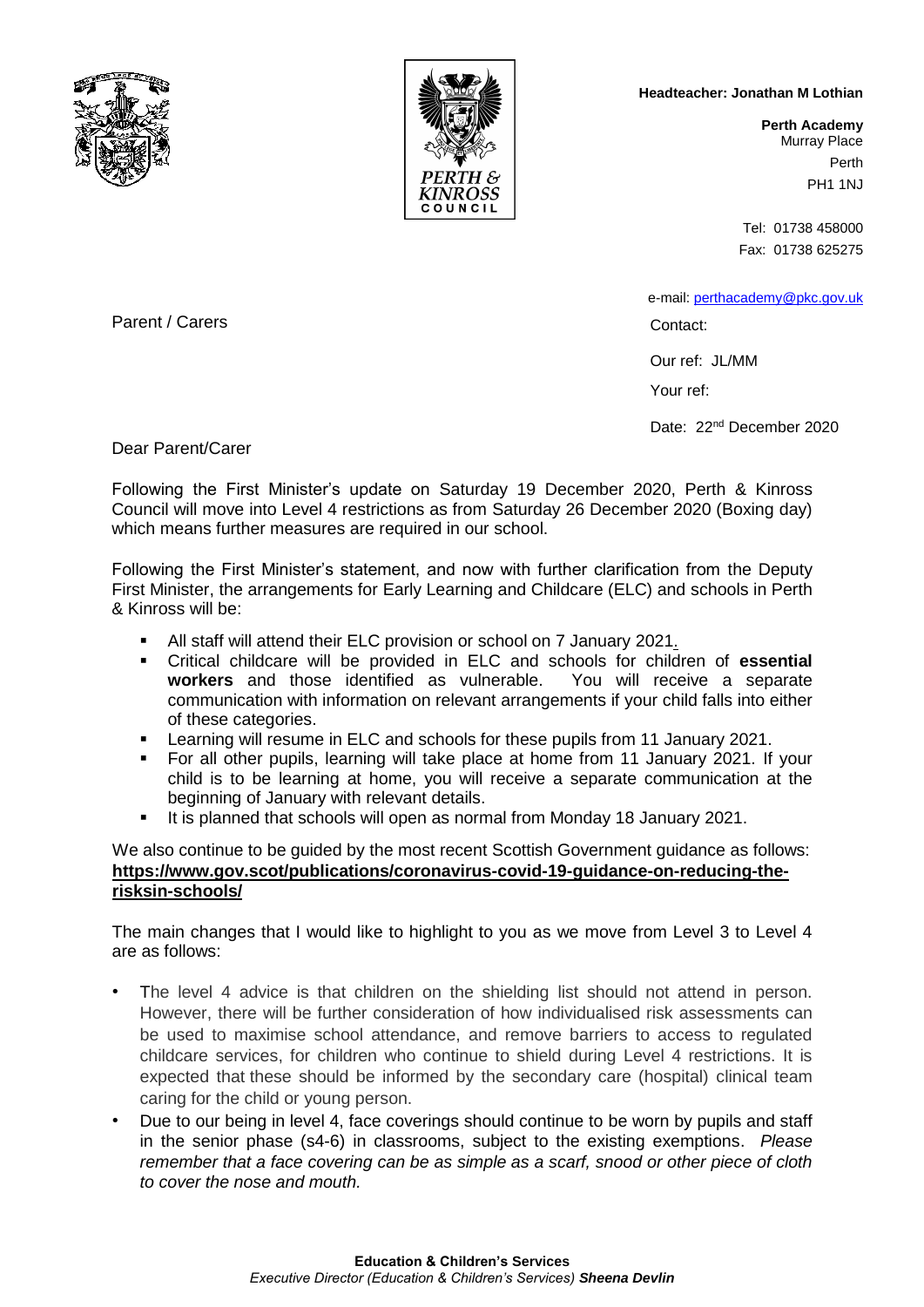**Headteacher: Jonathan M Lothian**

**Perth Academy**
Murray Place
Perth
PH1 1NJ

Tel: 01738 458000
Fax: 01738 625275

e-mail: perthacademy@pkc.gov.uk

Parent / Carers

Contact:

Our ref: JL/MM

Your ref:

Date: 22nd December 2020

Dear Parent/Carer

Following the First Minister's update on Saturday 19 December 2020, Perth & Kinross Council will move into Level 4 restrictions as from Saturday 26 December 2020 (Boxing day) which means further measures are required in our school.

Following the First Minister's statement, and now with further clarification from the Deputy First Minister, the arrangements for Early Learning and Childcare (ELC) and schools in Perth & Kinross will be:

- All staff will attend their ELC provision or school on 7 January 2021.
- Critical childcare will be provided in ELC and schools for children of **essential workers** and those identified as vulnerable. You will receive a separate communication with information on relevant arrangements if your child falls into either of these categories.
- Learning will resume in ELC and schools for these pupils from 11 January 2021.
- For all other pupils, learning will take place at home from 11 January 2021. If your child is to be learning at home, you will receive a separate communication at the beginning of January with relevant details.
- It is planned that schools will open as normal from Monday 18 January 2021.

We also continue to be guided by the most recent Scottish Government guidance as follows:
**https://www.gov.scot/publications/coronavirus-covid-19-guidance-on-reducing-the-risksin-schools/**

The main changes that I would like to highlight to you as we move from Level 3 to Level 4 are as follows:

- The level 4 advice is that children on the shielding list should not attend in person. However, there will be further consideration of how individualised risk assessments can be used to maximise school attendance, and remove barriers to access to regulated childcare services, for children who continue to shield during Level 4 restrictions. It is expected that these should be informed by the secondary care (hospital) clinical team caring for the child or young person.
- Due to our being in level 4, face coverings should continue to be worn by pupils and staff in the senior phase (s4-6) in classrooms, subject to the existing exemptions. *Please remember that a face covering can be as simple as a scarf, snood or other piece of cloth to cover the nose and mouth.*

**Education & Children's Services**
*Executive Director (Education & Children's Services)* ***Sheena Devlin***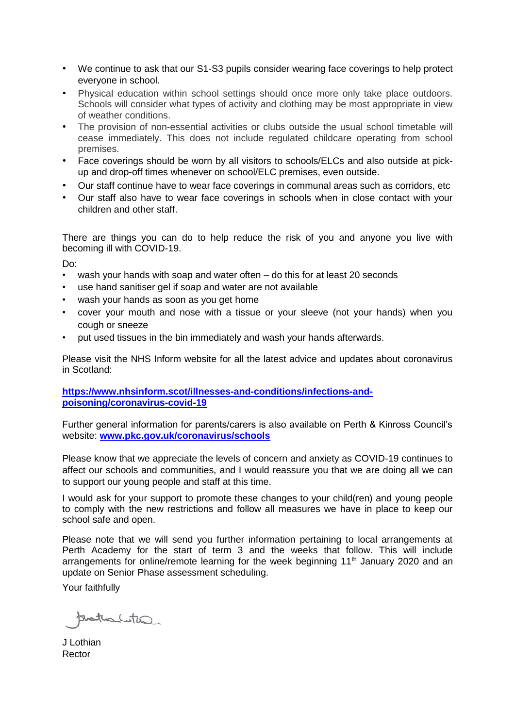- We continue to ask that our S1-S3 pupils consider wearing face coverings to help protect everyone in school.
- Physical education within school settings should once more only take place outdoors. Schools will consider what types of activity and clothing may be most appropriate in view of weather conditions.
- The provision of non-essential activities or clubs outside the usual school timetable will cease immediately. This does not include regulated childcare operating from school premises.
- Face coverings should be worn by all visitors to schools/ELCs and also outside at pick-up and drop-off times whenever on school/ELC premises, even outside.
- Our staff continue have to wear face coverings in communal areas such as corridors, etc
- Our staff also have to wear face coverings in schools when in close contact with your children and other staff.

There are things you can do to help reduce the risk of you and anyone you live with becoming ill with COVID-19.

Do:

- wash your hands with soap and water often – do this for at least 20 seconds
- use hand sanitiser gel if soap and water are not available
- wash your hands as soon as you get home
- cover your mouth and nose with a tissue or your sleeve (not your hands) when you cough or sneeze
- put used tissues in the bin immediately and wash your hands afterwards.

Please visit the NHS Inform website for all the latest advice and updates about coronavirus in Scotland:

**https://www.nhsinform.scot/illnesses-and-conditions/infections-and-poisoning/coronavirus-covid-19**

Further general information for parents/carers is also available on Perth & Kinross Council's website: **www.pkc.gov.uk/coronavirus/schools**

Please know that we appreciate the levels of concern and anxiety as COVID-19 continues to affect our schools and communities, and I would reassure you that we are doing all we can to support our young people and staff at this time.

I would ask for your support to promote these changes to your child(ren) and young people to comply with the new restrictions and follow all measures we have in place to keep our school safe and open.

Please note that we will send you further information pertaining to local arrangements at Perth Academy for the start of term 3 and the weeks that follow. This will include arrangements for online/remote learning for the week beginning 11th January 2020 and an update on Senior Phase assessment scheduling.

Your faithfully

J Lothian
Rector